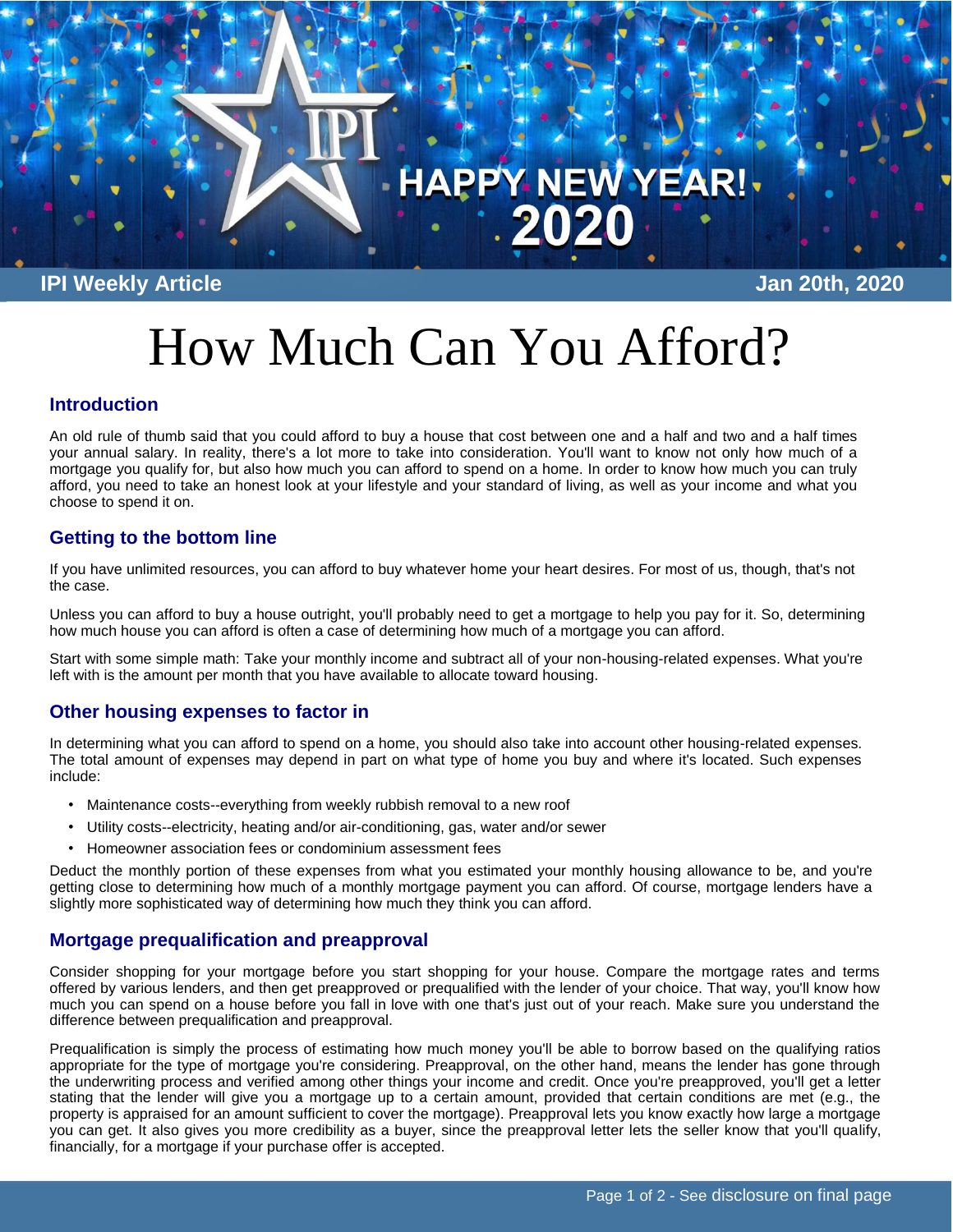IPI Weekly Article

Jan 20th, 2020

# How Much Can You Afford?

## Introduction

An old rule of thumb said that you could afford to buy a house that cost between one and a half and two and a half times your annual salary. In reality, there's a lot more to take into consideration. You'll want to know not only how much of a mortgage you qualify for, but also how much you can afford to spend on a home. In order to know how much you can truly afford, you need to take an honest look at your lifestyle and your standard of living, as well as your income and what you choose to spend it on.

## Getting to the bottom line

If you have unlimited resources, you can afford to buy whatever home your heart desires. For most of us, though, that's not the case.

Unless you can afford to buy a house outright, you'll probably need to get a mortgage to help you pay for it. So, determining how much house you can afford is often a case of determining how much of a mortgage you can afford.

Start with some simple math: Take your monthly income and subtract all of your non-housing-related expenses. What you're left with is the amount per month that you have available to allocate toward housing.

## Other housing expenses to factor in

In determining what you can afford to spend on a home, you should also take into account other housing-related expenses. The total amount of expenses may depend in part on what type of home you buy and where it's located. Such expenses include:

- Maintenance costs--everything from weekly rubbish removal to a new roof
- Utility costs--electricity, heating and/or air-conditioning, gas, water and/or sewer
- Homeowner association fees or condominium assessment fees

Deduct the monthly portion of these expenses from what you estimated your monthly housing allowance to be, and you're getting close to determining how much of a monthly mortgage payment you can afford. Of course, mortgage lenders have a slightly more sophisticated way of determining how much they think you can afford.

## Mortgage prequalification and preapproval

Consider shopping for your mortgage before you start shopping for your house. Compare the mortgage rates and terms offered by various lenders, and then get preapproved or prequalified with the lender of your choice. That way, you'll know how much you can spend on a house before you fall in love with one that's just out of your reach. Make sure you understand the difference between prequalification and preapproval.

Prequalification is simply the process of estimating how much money you'll be able to borrow based on the qualifying ratios appropriate for the type of mortgage you're considering. Preapproval, on the other hand, means the lender has gone through the underwriting process and verified among other things your income and credit. Once you're preapproved, you'll get a letter stating that the lender will give you a mortgage up to a certain amount, provided that certain conditions are met (e.g., the property is appraised for an amount sufficient to cover the mortgage). Preapproval lets you know exactly how large a mortgage you can get. It also gives you more credibility as a buyer, since the preapproval letter lets the seller know that you'll qualify, financially, for a mortgage if your purchase offer is accepted.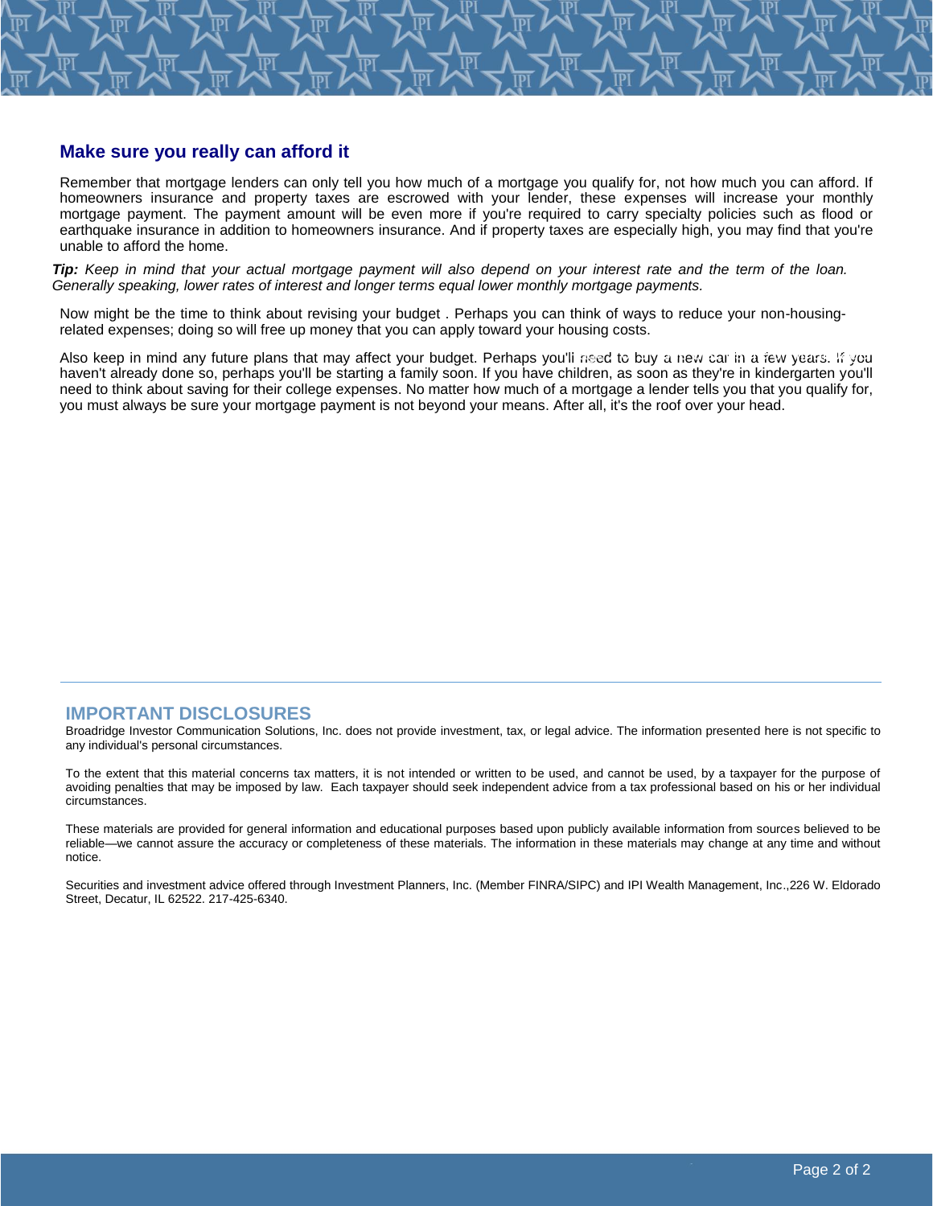## Make sure you really can afford it

Remember that mortgage lenders can only tell you how much of a mortgage you qualify for, not how much you can afford. If homeowners insurance and property taxes are escrowed with your lender, these expenses will increase your monthly mortgage payment. The payment amount will be even more if you're required to carry specialty policies such as flood or earthquake insurance in addition to homeowners insurance. And if property taxes are especially high, you may find that you're unable to afford the home.

***Tip:*** *Keep in mind that your actual mortgage payment will also depend on your interest rate and the term of the loan. Generally speaking, lower rates of interest and longer terms equal lower monthly mortgage payments.*

Now might be the time to think about revising your budget . Perhaps you can think of ways to reduce your non-housing-related expenses; doing so will free up money that you can apply toward your housing costs.

Also keep in mind any future plans that may affect your budget. Perhaps you'll need to buy a new car in a few years. If you haven't already done so, perhaps you'll be starting a family soon. If you have children, as soon as they're in kindergarten you'll need to think about saving for their college expenses. No matter how much of a mortgage a lender tells you that you qualify for, you must always be sure your mortgage payment is not beyond your means. After all, it's the roof over your head.

## IMPORTANT DISCLOSURES

Broadridge Investor Communication Solutions, Inc. does not provide investment, tax, or legal advice. The information presented here is not specific to any individual's personal circumstances.

To the extent that this material concerns tax matters, it is not intended or written to be used, and cannot be used, by a taxpayer for the purpose of avoiding penalties that may be imposed by law. Each taxpayer should seek independent advice from a tax professional based on his or her individual circumstances.

These materials are provided for general information and educational purposes based upon publicly available information from sources believed to be reliable—we cannot assure the accuracy or completeness of these materials. The information in these materials may change at any time and without notice.

Securities and investment advice offered through Investment Planners, Inc. (Member FINRA/SIPC) and IPI Wealth Management, Inc.,226 W. Eldorado Street, Decatur, IL 62522. 217-425-6340.